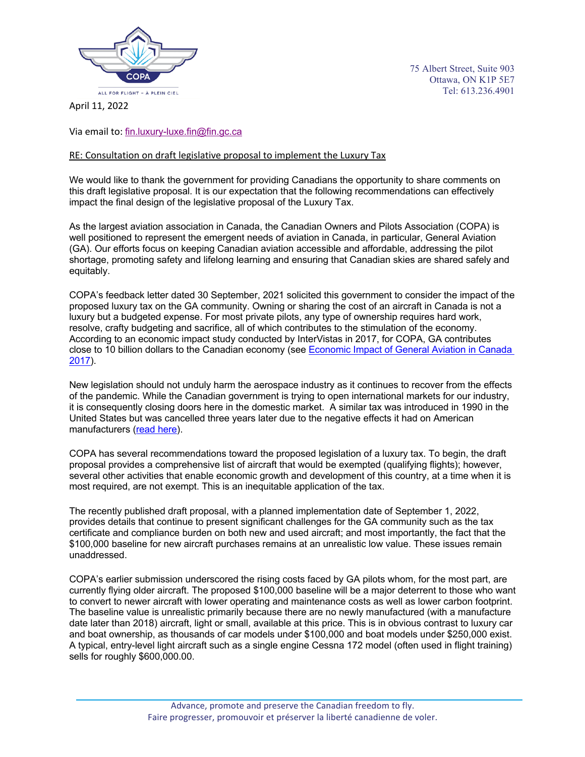COPA

ALL FOR FLIGHT – À PLEIN CIEL

75 Albert Street, Suite 903
Ottawa, ON K1P 5E7
Tel: 613.236.4901

April 11, 2022

Via email to: fin.luxury-luxe.fin@fin.gc.ca

RE: Consultation on draft legislative proposal to implement the Luxury Tax

We would like to thank the government for providing Canadians the opportunity to share comments on this draft legislative proposal. It is our expectation that the following recommendations can effectively impact the final design of the legislative proposal of the Luxury Tax.

As the largest aviation association in Canada, the Canadian Owners and Pilots Association (COPA) is well positioned to represent the emergent needs of aviation in Canada, in particular, General Aviation (GA). Our efforts focus on keeping Canadian aviation accessible and affordable, addressing the pilot shortage, promoting safety and lifelong learning and ensuring that Canadian skies are shared safely and equitably.

COPA's feedback letter dated 30 September, 2021 solicited this government to consider the impact of the proposed luxury tax on the GA community. Owning or sharing the cost of an aircraft in Canada is not a luxury but a budgeted expense. For most private pilots, any type of ownership requires hard work, resolve, crafty budgeting and sacrifice, all of which contributes to the stimulation of the economy. According to an economic impact study conducted by InterVistas in 2017, for COPA, GA contributes close to 10 billion dollars to the Canadian economy (see Economic Impact of General Aviation in Canada 2017).

New legislation should not unduly harm the aerospace industry as it continues to recover from the effects of the pandemic. While the Canadian government is trying to open international markets for our industry, it is consequently closing doors here in the domestic market. A similar tax was introduced in 1990 in the United States but was cancelled three years later due to the negative effects it had on American manufacturers (read here).

COPA has several recommendations toward the proposed legislation of a luxury tax. To begin, the draft proposal provides a comprehensive list of aircraft that would be exempted (qualifying flights); however, several other activities that enable economic growth and development of this country, at a time when it is most required, are not exempt. This is an inequitable application of the tax.

The recently published draft proposal, with a planned implementation date of September 1, 2022, provides details that continue to present significant challenges for the GA community such as the tax certificate and compliance burden on both new and used aircraft; and most importantly, the fact that the $100,000 baseline for new aircraft purchases remains at an unrealistic low value. These issues remain unaddressed.

COPA's earlier submission underscored the rising costs faced by GA pilots whom, for the most part, are currently flying older aircraft. The proposed $100,000 baseline will be a major deterrent to those who want to convert to newer aircraft with lower operating and maintenance costs as well as lower carbon footprint. The baseline value is unrealistic primarily because there are no newly manufactured (with a manufacture date later than 2018) aircraft, light or small, available at this price. This is in obvious contrast to luxury car and boat ownership, as thousands of car models under $100,000 and boat models under $250,000 exist. A typical, entry-level light aircraft such as a single engine Cessna 172 model (often used in flight training) sells for roughly $600,000.00.

Advance, promote and preserve the Canadian freedom to fly.
Faire progresser, promouvoir et préserver la liberté canadienne de voler.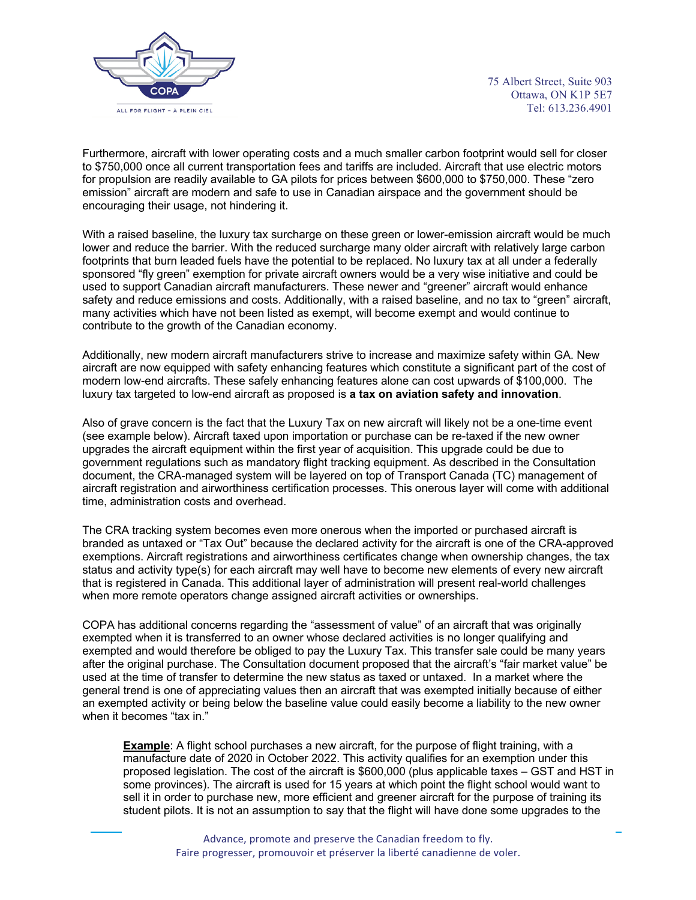Furthermore, aircraft with lower operating costs and a much smaller carbon footprint would sell for closer to $750,000 once all current transportation fees and tariffs are included. Aircraft that use electric motors for propulsion are readily available to GA pilots for prices between $600,000 to $750,000. These "zero emission" aircraft are modern and safe to use in Canadian airspace and the government should be encouraging their usage, not hindering it.

With a raised baseline, the luxury tax surcharge on these green or lower-emission aircraft would be much lower and reduce the barrier. With the reduced surcharge many older aircraft with relatively large carbon footprints that burn leaded fuels have the potential to be replaced. No luxury tax at all under a federally sponsored "fly green" exemption for private aircraft owners would be a very wise initiative and could be used to support Canadian aircraft manufacturers. These newer and "greener" aircraft would enhance safety and reduce emissions and costs. Additionally, with a raised baseline, and no tax to "green" aircraft, many activities which have not been listed as exempt, will become exempt and would continue to contribute to the growth of the Canadian economy.

Additionally, new modern aircraft manufacturers strive to increase and maximize safety within GA. New aircraft are now equipped with safety enhancing features which constitute a significant part of the cost of modern low-end aircrafts. These safely enhancing features alone can cost upwards of $100,000. The luxury tax targeted to low-end aircraft as proposed is **a tax on aviation safety and innovation**.

Also of grave concern is the fact that the Luxury Tax on new aircraft will likely not be a one-time event (see example below). Aircraft taxed upon importation or purchase can be re-taxed if the new owner upgrades the aircraft equipment within the first year of acquisition. This upgrade could be due to government regulations such as mandatory flight tracking equipment. As described in the Consultation document, the CRA-managed system will be layered on top of Transport Canada (TC) management of aircraft registration and airworthiness certification processes. This onerous layer will come with additional time, administration costs and overhead.

The CRA tracking system becomes even more onerous when the imported or purchased aircraft is branded as untaxed or "Tax Out" because the declared activity for the aircraft is one of the CRA-approved exemptions. Aircraft registrations and airworthiness certificates change when ownership changes, the tax status and activity type(s) for each aircraft may well have to become new elements of every new aircraft that is registered in Canada. This additional layer of administration will present real-world challenges when more remote operators change assigned aircraft activities or ownerships.

COPA has additional concerns regarding the "assessment of value" of an aircraft that was originally exempted when it is transferred to an owner whose declared activities is no longer qualifying and exempted and would therefore be obliged to pay the Luxury Tax. This transfer sale could be many years after the original purchase. The Consultation document proposed that the aircraft's "fair market value" be used at the time of transfer to determine the new status as taxed or untaxed. In a market where the general trend is one of appreciating values then an aircraft that was exempted initially because of either an exempted activity or being below the baseline value could easily become a liability to the new owner when it becomes "tax in."

> **Example**: A flight school purchases a new aircraft, for the purpose of flight training, with a manufacture date of 2020 in October 2022. This activity qualifies for an exemption under this proposed legislation. The cost of the aircraft is $600,000 (plus applicable taxes – GST and HST in some provinces). The aircraft is used for 15 years at which point the flight school would want to sell it in order to purchase new, more efficient and greener aircraft for the purpose of training its student pilots. It is not an assumption to say that the flight will have done some upgrades to the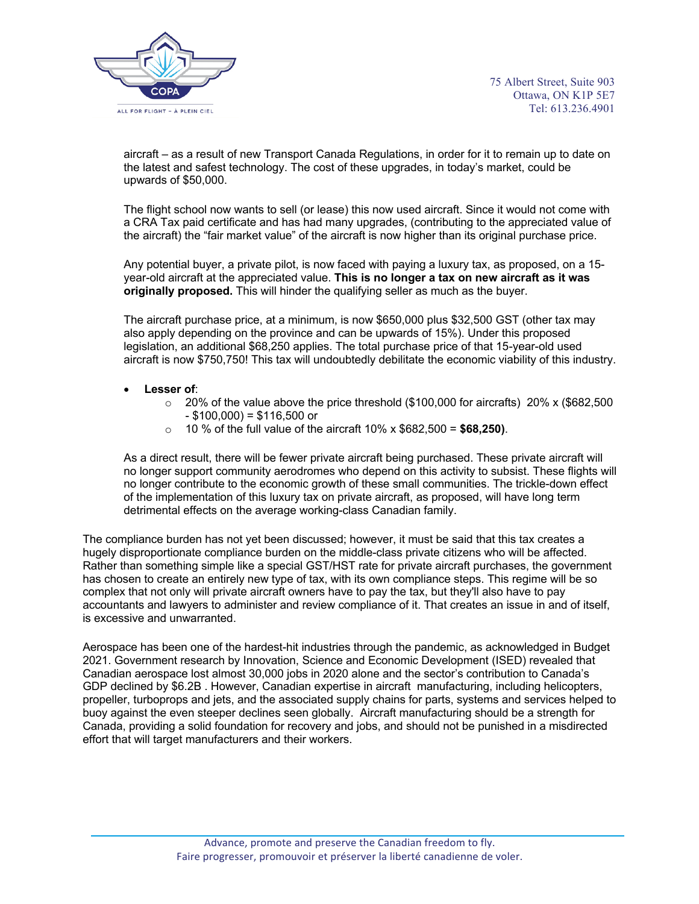aircraft – as a result of new Transport Canada Regulations, in order for it to remain up to date on the latest and safest technology. The cost of these upgrades, in today's market, could be upwards of $50,000.

The flight school now wants to sell (or lease) this now used aircraft. Since it would not come with a CRA Tax paid certificate and has had many upgrades, (contributing to the appreciated value of the aircraft) the "fair market value" of the aircraft is now higher than its original purchase price.

Any potential buyer, a private pilot, is now faced with paying a luxury tax, as proposed, on a 15-year-old aircraft at the appreciated value. **This is no longer a tax on new aircraft as it was originally proposed.** This will hinder the qualifying seller as much as the buyer.

The aircraft purchase price, at a minimum, is now $650,000 plus $32,500 GST (other tax may also apply depending on the province and can be upwards of 15%). Under this proposed legislation, an additional $68,250 applies. The total purchase price of that 15-year-old used aircraft is now $750,750! This tax will undoubtedly debilitate the economic viability of this industry.

- **Lesser of**:
  - 20% of the value above the price threshold ($100,000 for aircrafts) 20% x ($682,500 - $100,000) = $116,500 or
  - 10 % of the full value of the aircraft 10% x $682,500 = **$68,250)**.

As a direct result, there will be fewer private aircraft being purchased. These private aircraft will no longer support community aerodromes who depend on this activity to subsist. These flights will no longer contribute to the economic growth of these small communities. The trickle-down effect of the implementation of this luxury tax on private aircraft, as proposed, will have long term detrimental effects on the average working-class Canadian family.

The compliance burden has not yet been discussed; however, it must be said that this tax creates a hugely disproportionate compliance burden on the middle-class private citizens who will be affected. Rather than something simple like a special GST/HST rate for private aircraft purchases, the government has chosen to create an entirely new type of tax, with its own compliance steps. This regime will be so complex that not only will private aircraft owners have to pay the tax, but they'll also have to pay accountants and lawyers to administer and review compliance of it. That creates an issue in and of itself, is excessive and unwarranted.

Aerospace has been one of the hardest-hit industries through the pandemic, as acknowledged in Budget 2021. Government research by Innovation, Science and Economic Development (ISED) revealed that Canadian aerospace lost almost 30,000 jobs in 2020 alone and the sector's contribution to Canada's GDP declined by $6.2B . However, Canadian expertise in aircraft manufacturing, including helicopters, propeller, turboprops and jets, and the associated supply chains for parts, systems and services helped to buoy against the even steeper declines seen globally. Aircraft manufacturing should be a strength for Canada, providing a solid foundation for recovery and jobs, and should not be punished in a misdirected effort that will target manufacturers and their workers.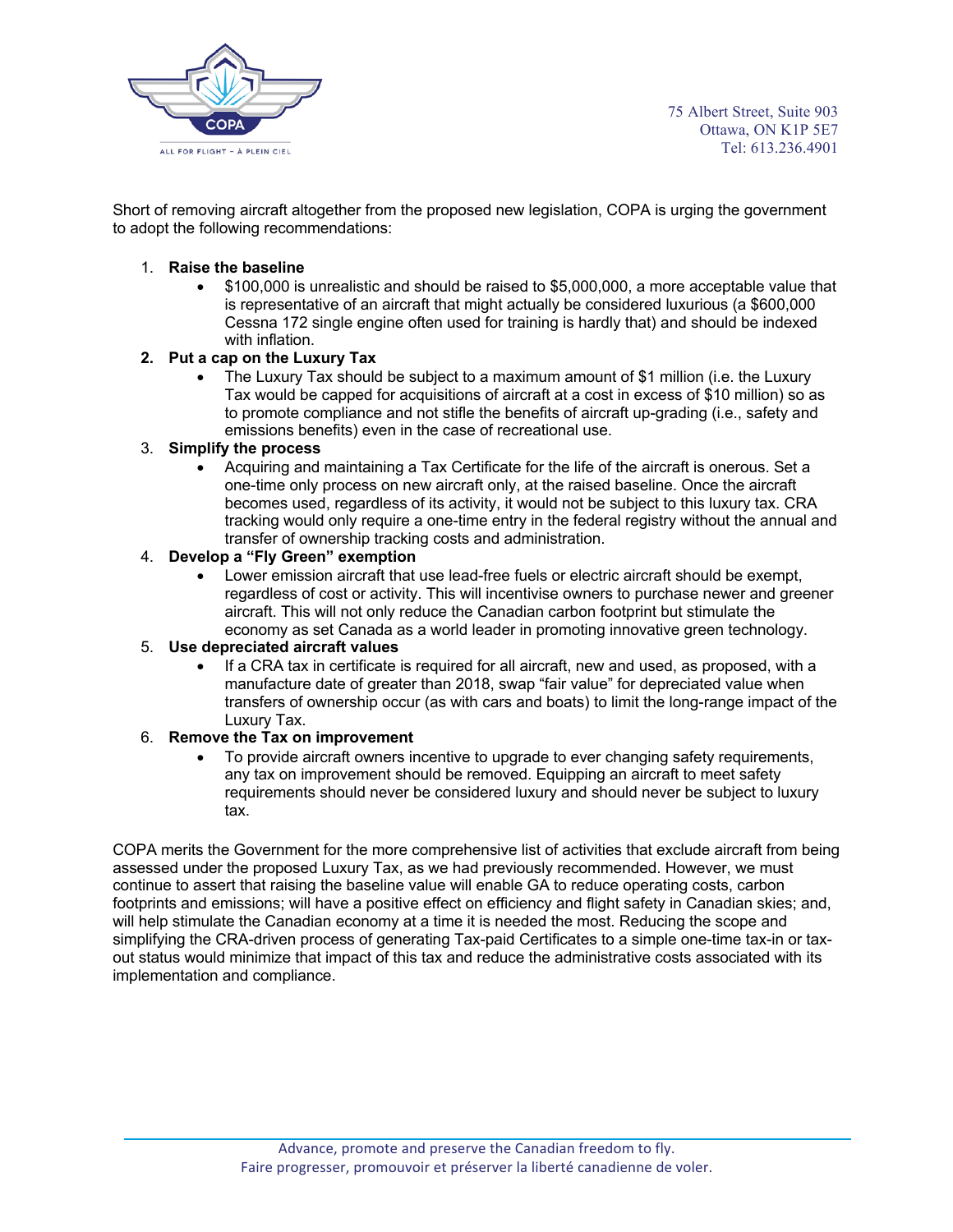Short of removing aircraft altogether from the proposed new legislation, COPA is urging the government to adopt the following recommendations:

1. **Raise the baseline**
   - $100,000 is unrealistic and should be raised to $5,000,000, a more acceptable value that is representative of an aircraft that might actually be considered luxurious (a $600,000 Cessna 172 single engine often used for training is hardly that) and should be indexed with inflation.
2. **Put a cap on the Luxury Tax**
   - The Luxury Tax should be subject to a maximum amount of $1 million (i.e. the Luxury Tax would be capped for acquisitions of aircraft at a cost in excess of $10 million) so as to promote compliance and not stifle the benefits of aircraft up-grading (i.e., safety and emissions benefits) even in the case of recreational use.
3. **Simplify the process**
   - Acquiring and maintaining a Tax Certificate for the life of the aircraft is onerous. Set a one-time only process on new aircraft only, at the raised baseline. Once the aircraft becomes used, regardless of its activity, it would not be subject to this luxury tax. CRA tracking would only require a one-time entry in the federal registry without the annual and transfer of ownership tracking costs and administration.
4. **Develop a "Fly Green" exemption**
   - Lower emission aircraft that use lead-free fuels or electric aircraft should be exempt, regardless of cost or activity. This will incentivise owners to purchase newer and greener aircraft. This will not only reduce the Canadian carbon footprint but stimulate the economy as set Canada as a world leader in promoting innovative green technology.
5. **Use depreciated aircraft values**
   - If a CRA tax in certificate is required for all aircraft, new and used, as proposed, with a manufacture date of greater than 2018, swap "fair value" for depreciated value when transfers of ownership occur (as with cars and boats) to limit the long-range impact of the Luxury Tax.
6. **Remove the Tax on improvement**
   - To provide aircraft owners incentive to upgrade to ever changing safety requirements, any tax on improvement should be removed. Equipping an aircraft to meet safety requirements should never be considered luxury and should never be subject to luxury tax.

COPA merits the Government for the more comprehensive list of activities that exclude aircraft from being assessed under the proposed Luxury Tax, as we had previously recommended. However, we must continue to assert that raising the baseline value will enable GA to reduce operating costs, carbon footprints and emissions; will have a positive effect on efficiency and flight safety in Canadian skies; and, will help stimulate the Canadian economy at a time it is needed the most. Reducing the scope and simplifying the CRA-driven process of generating Tax-paid Certificates to a simple one-time tax-in or tax-out status would minimize that impact of this tax and reduce the administrative costs associated with its implementation and compliance.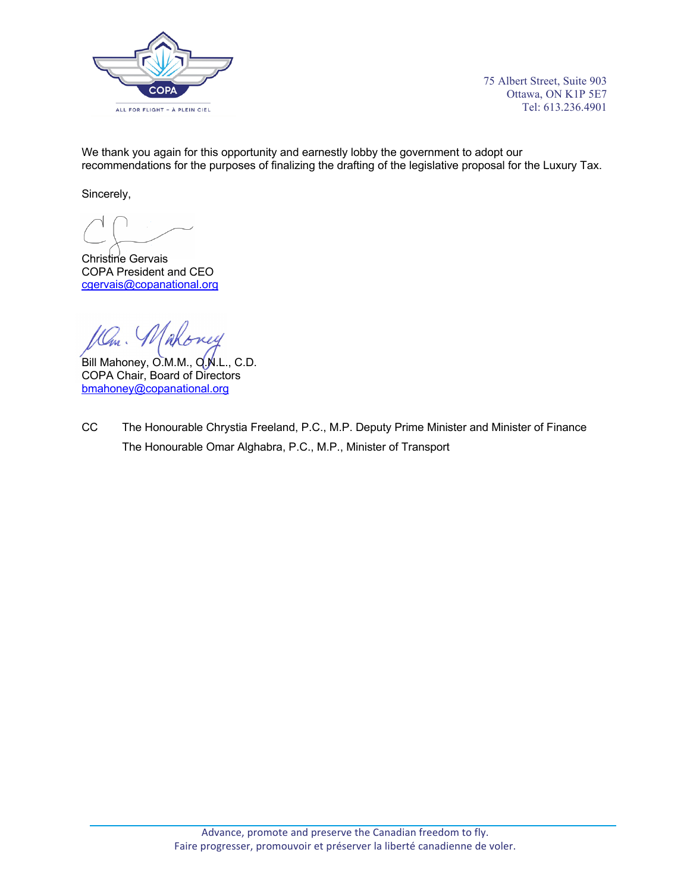75 Albert Street, Suite 903
Ottawa, ON K1P 5E7
Tel: 613.236.4901

We thank you again for this opportunity and earnestly lobby the government to adopt our recommendations for the purposes of finalizing the drafting of the legislative proposal for the Luxury Tax.

Sincerely,

Christine Gervais
COPA President and CEO
cgervais@copanational.org

Bill Mahoney, O.M.M., O.N.L., C.D.
COPA Chair, Board of Directors
bmahoney@copanational.org

CC The Honourable Chrystia Freeland, P.C., M.P. Deputy Prime Minister and Minister of Finance
The Honourable Omar Alghabra, P.C., M.P., Minister of Transport

Advance, promote and preserve the Canadian freedom to fly.
Faire progresser, promouvoir et préserver la liberté canadienne de voler.